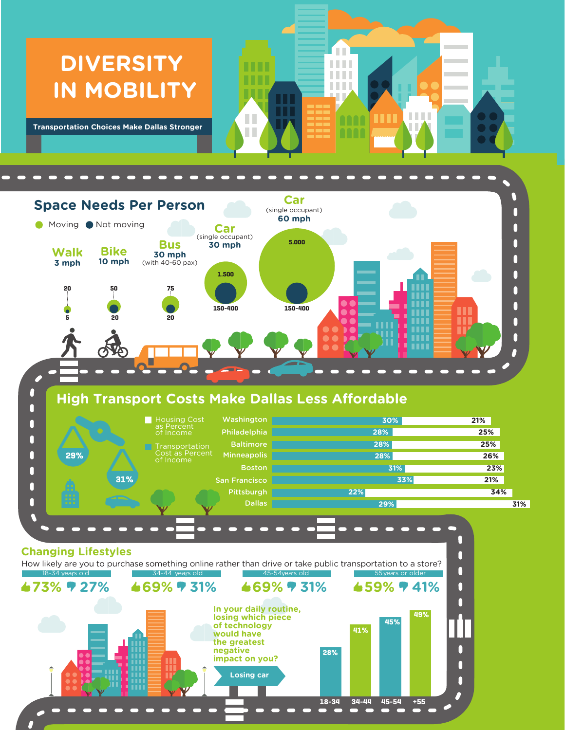# DIVERSITY IN MOBILITY

**Transportation Choices Make Dallas Stronger**

## Space Needs Per Person

Moving / Not moving

| Mode | Speed | Moving | Not moving |
|---|---|---|---|
| Walk | 3 mph | 20 | 5 |
| Bike | 10 mph | 50 | 20 |
| Bus | 30 mph (with 40-60 pax) | 75 | 20 |
| Car (single occupant) | 30 mph | 1.500 | 150-400 |
| Car (single occupant) | 60 mph | 5.000 | 150-400 |

## High Transport Costs Make Dallas Less Affordable

Housing Cost as Percent of Income — 29%

Transportation Cost as Percent of Income — 31%

| City | Housing Cost as Percent of Income | Transportation Cost as Percent of Income |
|---|---|---|
| Washington | 30% | 21% |
| Philadelphia | 28% | 25% |
| Baltimore | 28% | 25% |
| Minneapolis | 28% | 26% |
| Boston | 31% | 23% |
| San Francisco | 33% | 21% |
| Pittsburgh | 22% | 34% |
| Dallas | 29% | 31% |

## Changing Lifestyles

How likely are you to purchase something online rather than drive or take public transportation to a store?

| Age group | Likely | Unlikely |
|---|---|---|
| 18-34 years old | 73% | 27% |
| 34-44 years old | 69% | 31% |
| 45-54years old | 69% | 31% |
| 55years or older | 59% | 41% |

In your daily routine, losing which piece of technology would have the greatest negative impact on you?

Losing car

| Age | Percent |
|---|---|
| 18-34 | 28% |
| 34-44 | 41% |
| 45-54 | 45% |
| +55 | 49% |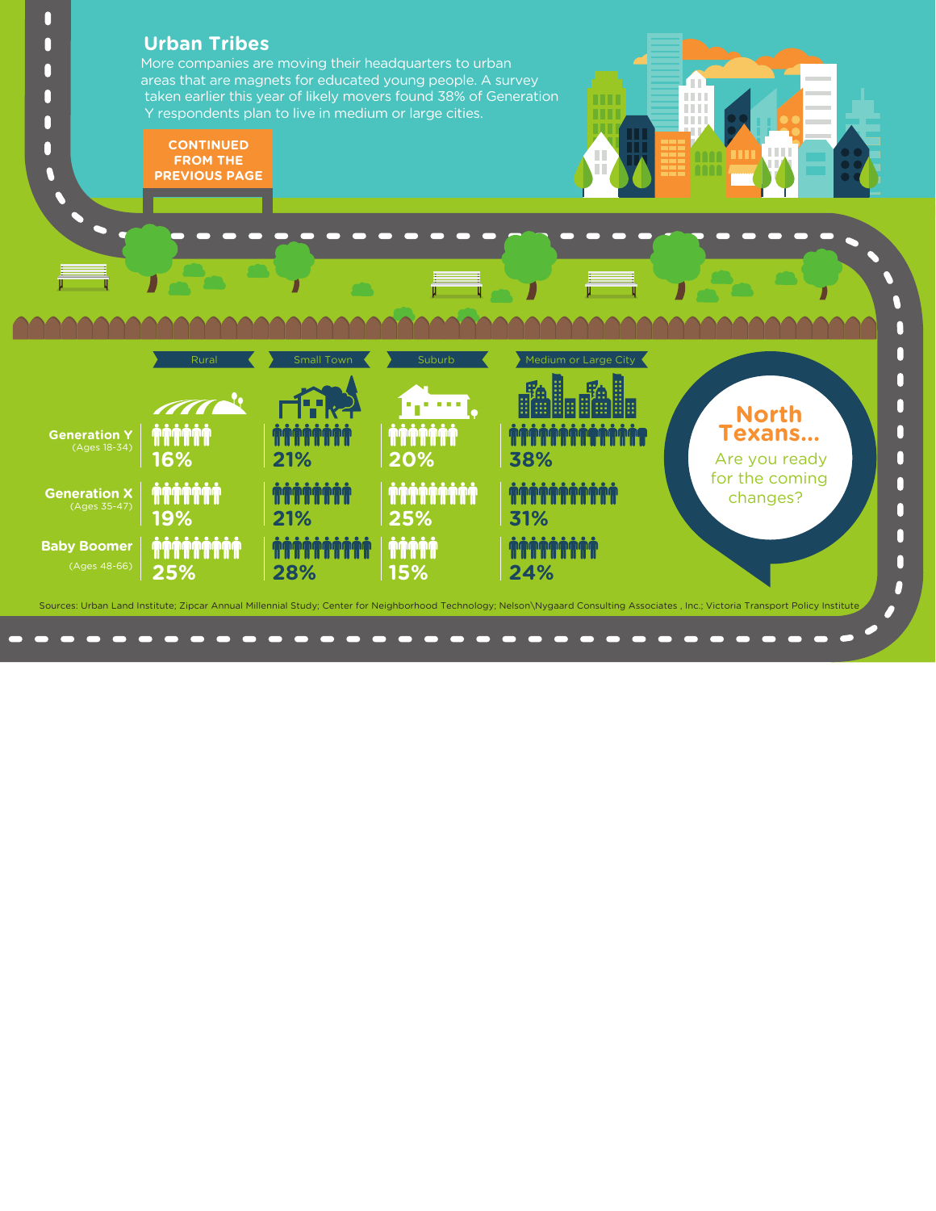## Urban Tribes

More companies are moving their headquarters to urban areas that are magnets for educated young people. A survey taken earlier this year of likely movers found 38% of Generation Y respondents plan to live in medium or large cities.

**CONTINUED FROM THE PREVIOUS PAGE**

| | Rural | Small Town | Suburb | Medium or Large City |
|---|---|---|---|---|
| **Generation Y** (Ages 18-34) | 16% | 21% | 20% | 38% |
| **Generation X** (Ages 35-47) | 19% | 21% | 25% | 31% |
| **Baby Boomer** (Ages 48-66) | 25% | 28% | 15% | 24% |

**North Texans...**

Are you ready for the coming changes?

Sources: Urban Land Institute; Zipcar Annual Millennial Study; Center for Neighborhood Technology; Nelson\Nygaard Consulting Associates , Inc.; Victoria Transport Policy Institute